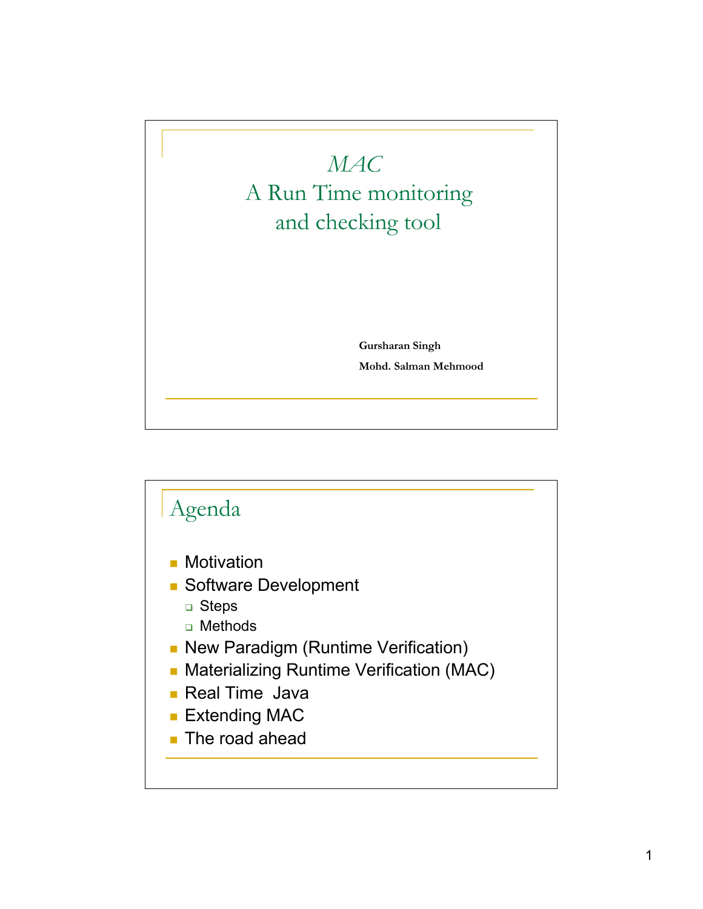# *MAC*
# A Run Time monitoring and checking tool

**Gursharan Singh**

**Mohd. Salman Mehmood**

## Agenda

- Motivation
- Software Development
  - Steps
  - Methods
- New Paradigm (Runtime Verification)
- Materializing Runtime Verification (MAC)
- Real Time Java
- Extending MAC
- The road ahead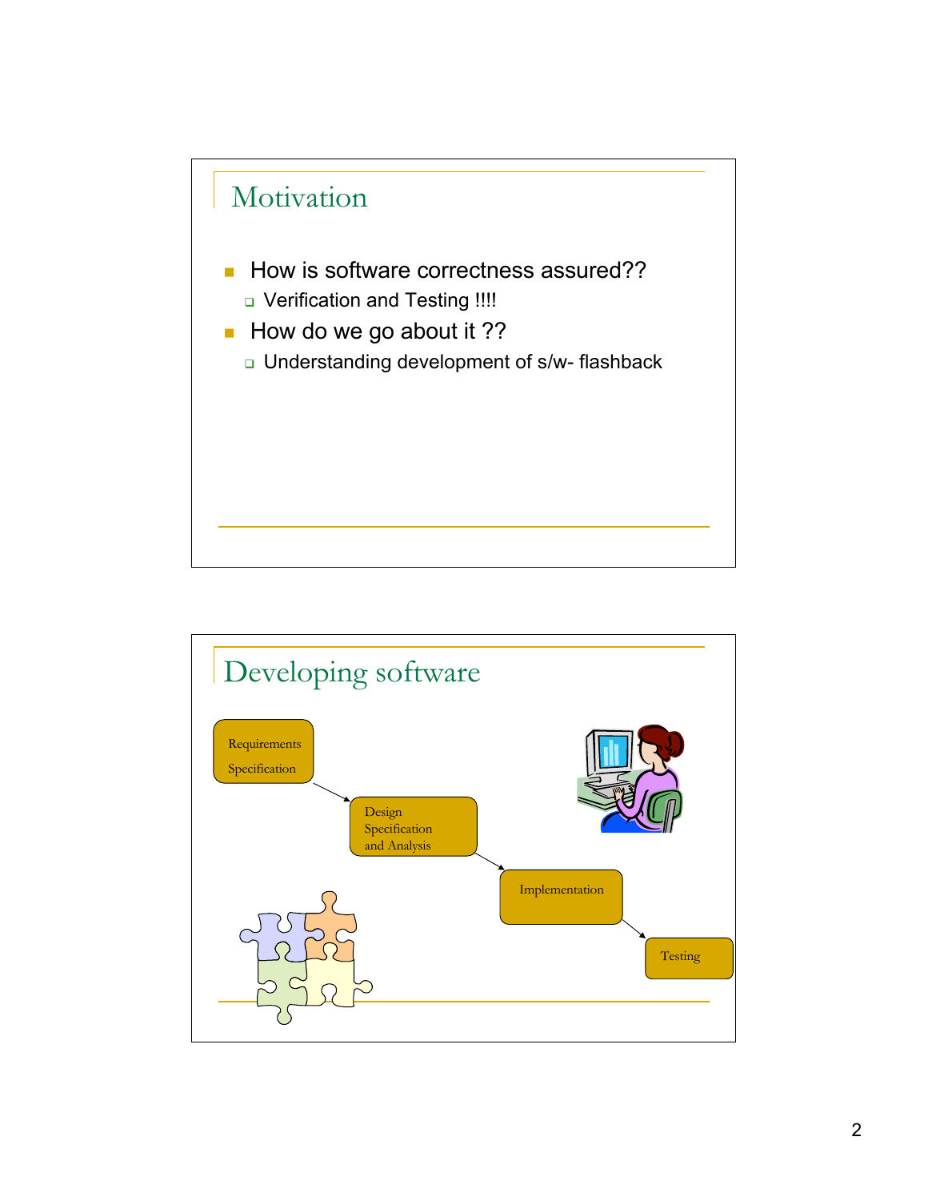## Motivation

- How is software correctness assured??
  - Verification and Testing !!!!
- How do we go about it ??
  - Understanding development of s/w- flashback

## Developing software

Requirements Specification → Design Specification and Analysis → Implementation → Testing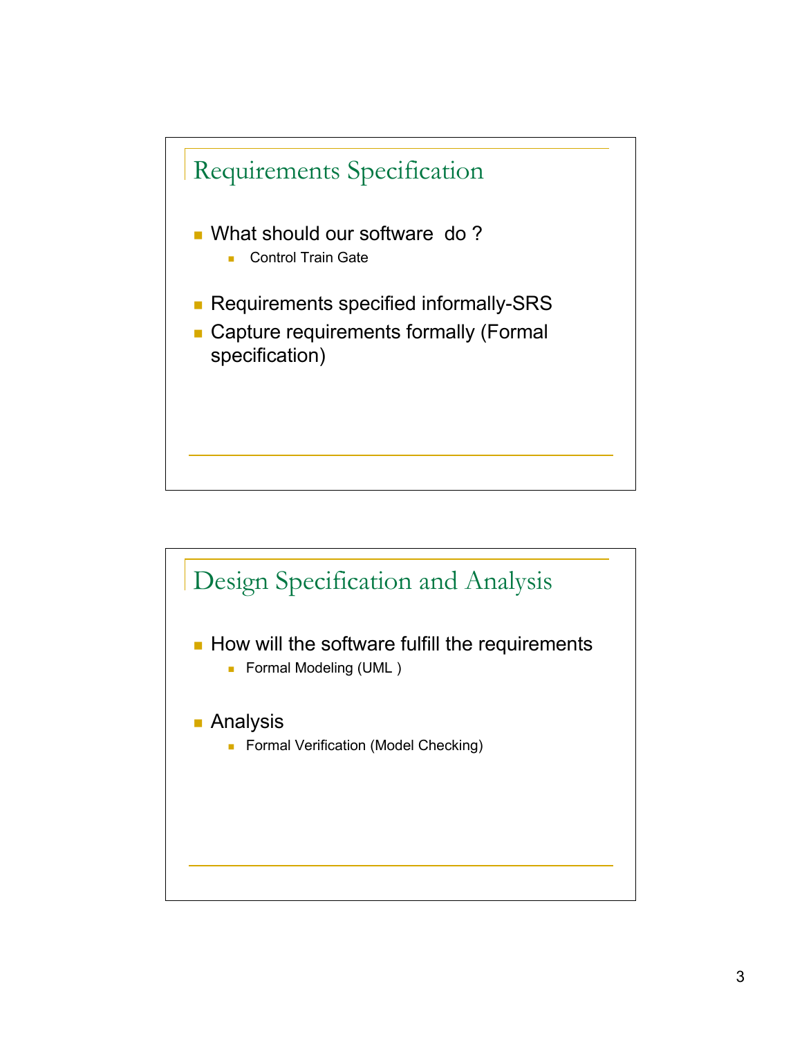## Requirements Specification

- What should our software do ?
  - Control Train Gate
- Requirements specified informally-SRS
- Capture requirements formally (Formal specification)

## Design Specification and Analysis

- How will the software fulfill the requirements
  - Formal Modeling (UML )
- Analysis
  - Formal Verification (Model Checking)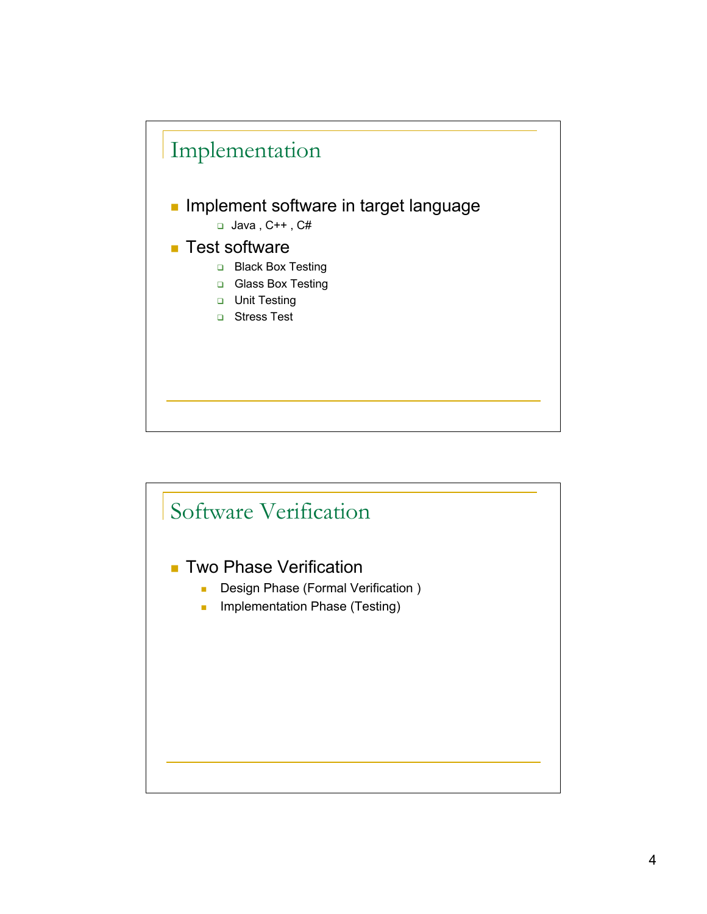## Implementation

- Implement software in target language
  - Java , C++ , C#
- Test software
  - Black Box Testing
  - Glass Box Testing
  - Unit Testing
  - Stress Test

## Software Verification

- Two Phase Verification
  - Design Phase (Formal Verification )
  - Implementation Phase (Testing)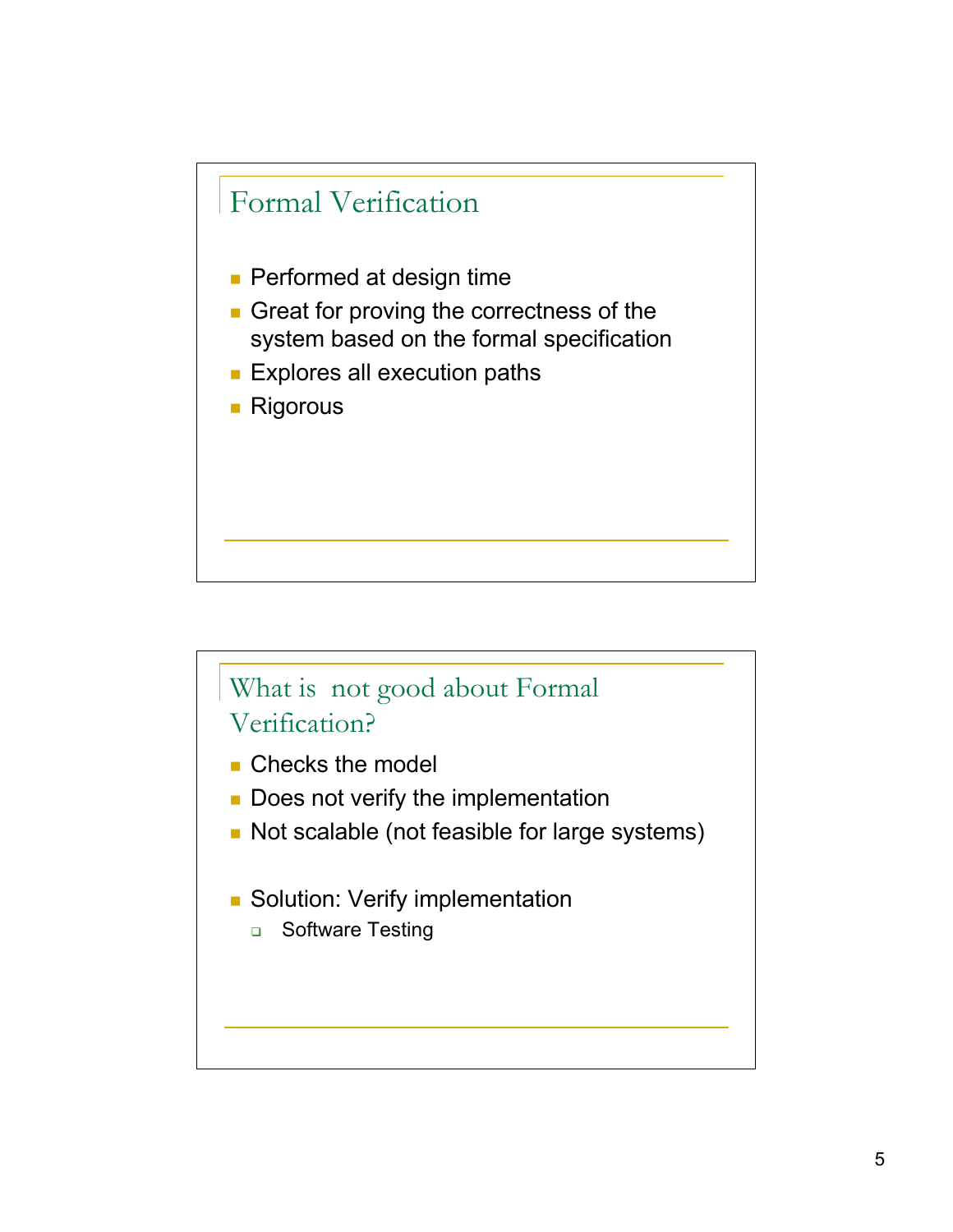## Formal Verification

- Performed at design time
- Great for proving the correctness of the system based on the formal specification
- Explores all execution paths
- Rigorous

## What is not good about Formal Verification?

- Checks the model
- Does not verify the implementation
- Not scalable (not feasible for large systems)

- Solution: Verify implementation
  - Software Testing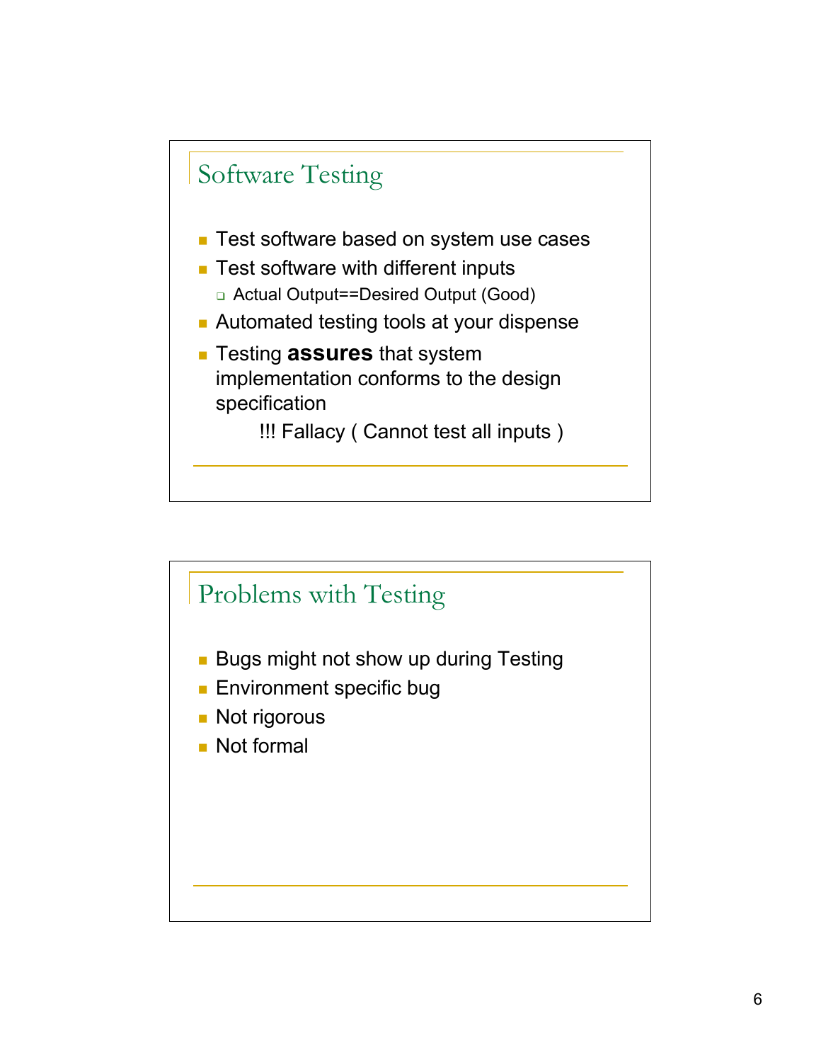## Software Testing

- Test software based on system use cases
- Test software with different inputs
  - Actual Output==Desired Output (Good)
- Automated testing tools at your dispense
- Testing **assures** that system implementation conforms to the design specification

  !!! Fallacy ( Cannot test all inputs )

## Problems with Testing

- Bugs might not show up during Testing
- Environment specific bug
- Not rigorous
- Not formal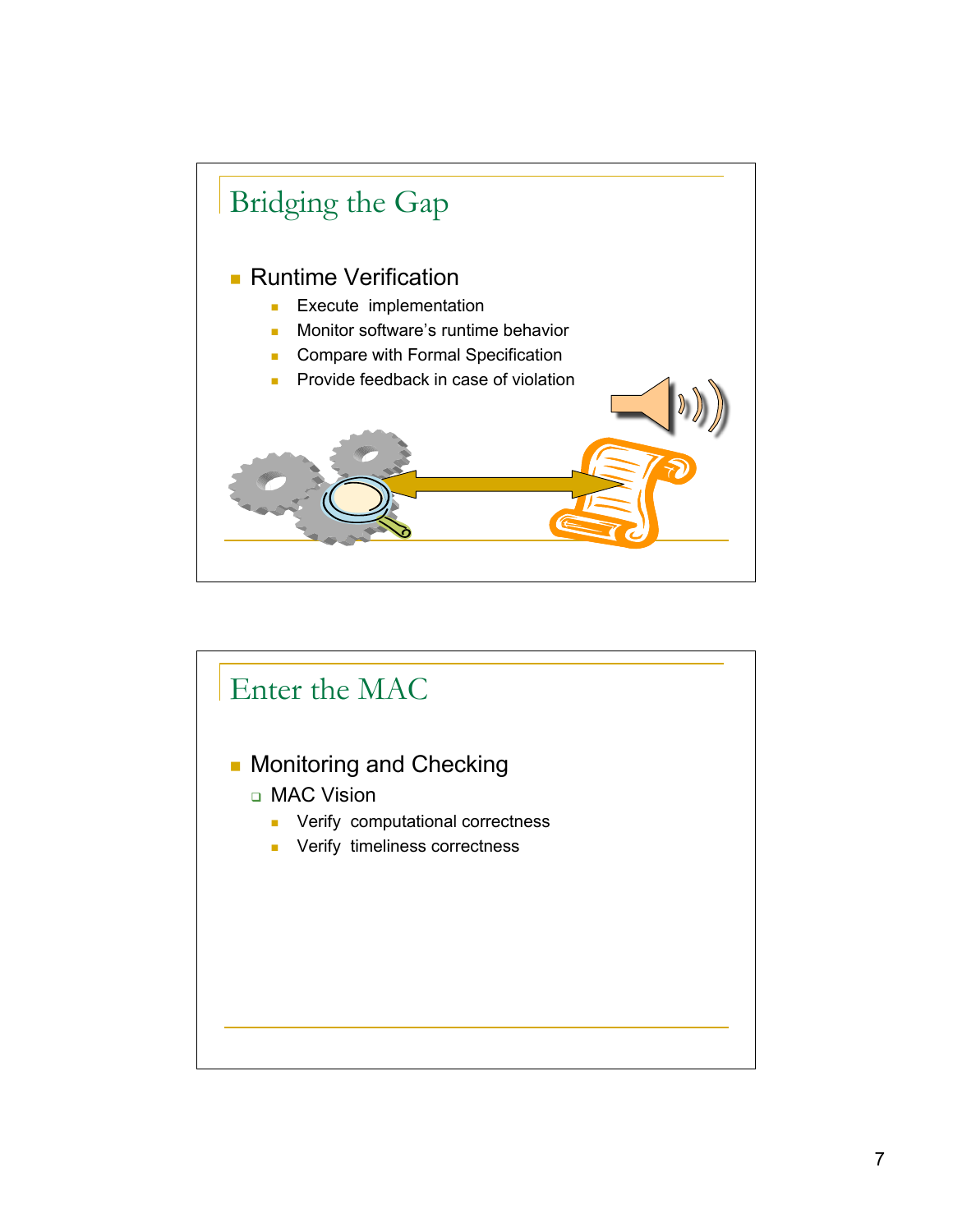## Bridging the Gap

- Runtime Verification
  - Execute implementation
  - Monitor software's runtime behavior
  - Compare with Formal Specification
  - Provide feedback in case of violation

## Enter the MAC

- Monitoring and Checking
  - MAC Vision
    - Verify computational correctness
    - Verify timeliness correctness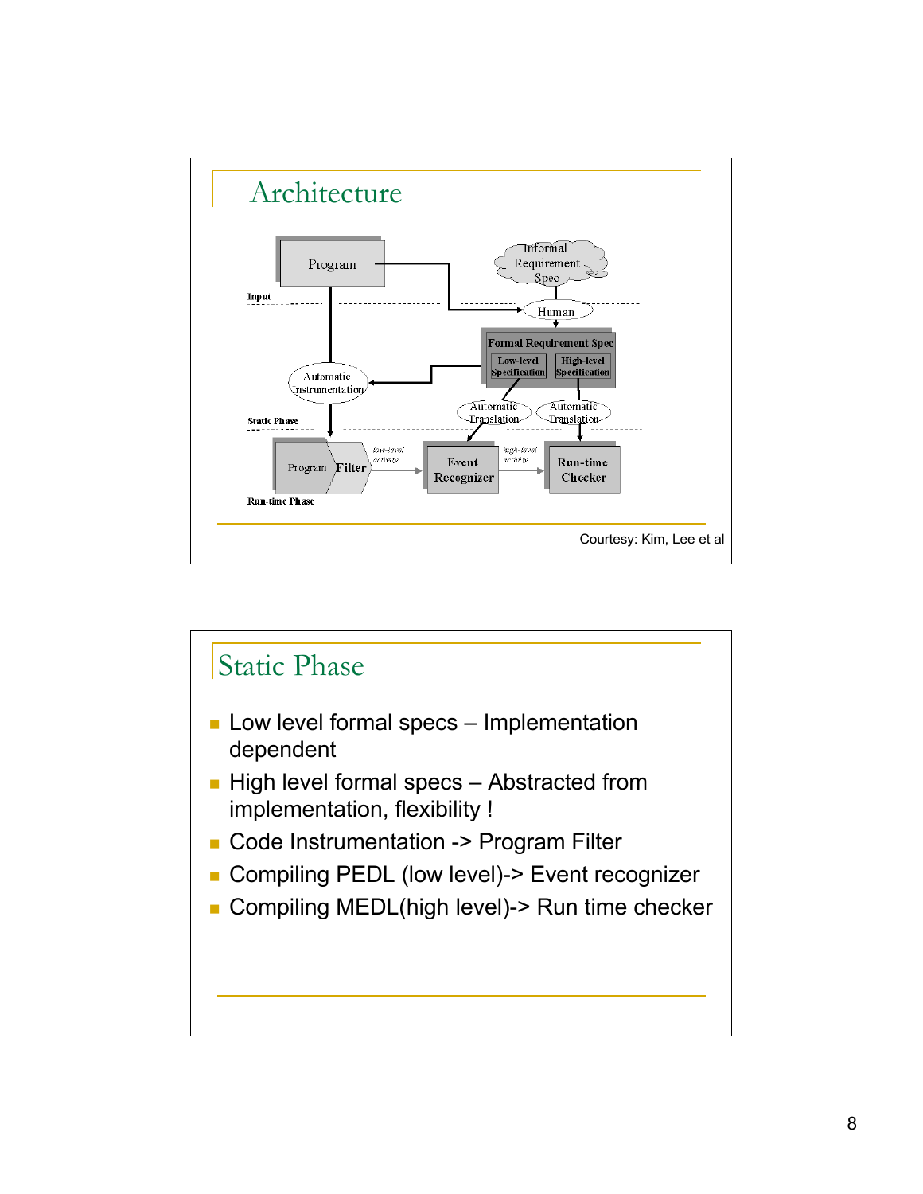## Architecture

Courtesy: Kim, Lee et al

## Static Phase

- Low level formal specs – Implementation dependent
- High level formal specs – Abstracted from implementation, flexibility !
- Code Instrumentation -> Program Filter
- Compiling PEDL (low level)-> Event recognizer
- Compiling MEDL(high level)-> Run time checker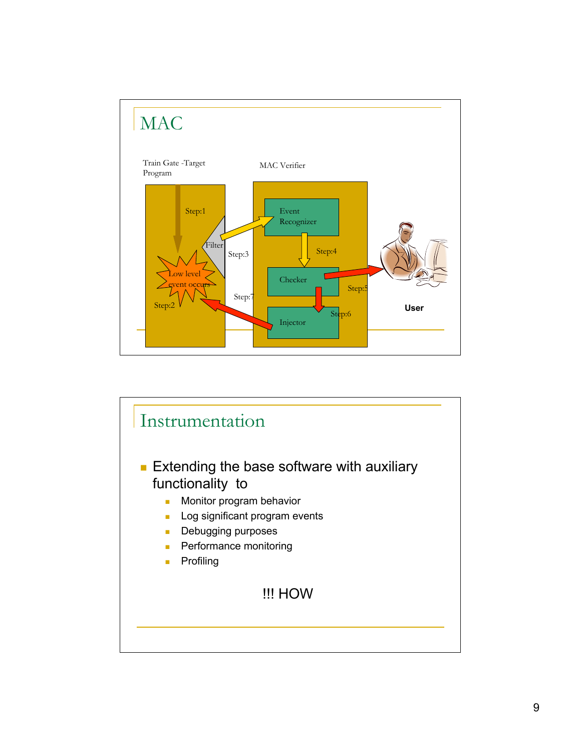## MAC

Train Gate -Target Program

MAC Verifier

Step:1

Filter

Step:3

Event Recognizer

Step:4

Low level event occurs

Step:2

Checker

Step:5

Step:7

Step:6

Injector

User

## Instrumentation

- Extending the base software with auxiliary functionality to
  - Monitor program behavior
  - Log significant program events
  - Debugging purposes
  - Performance monitoring
  - Profiling

!!! HOW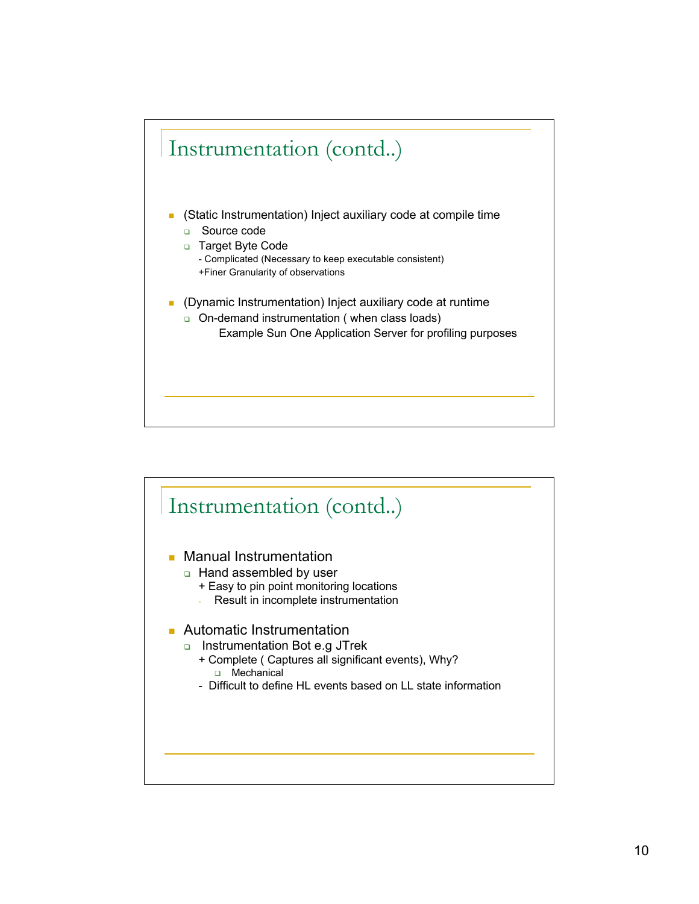## Instrumentation (contd..)

- (Static Instrumentation) Inject auxiliary code at compile time
  - Source code
  - Target Byte Code
    - - Complicated (Necessary to keep executable consistent)
    - +Finer Granularity of observations
- (Dynamic Instrumentation) Inject auxiliary code at runtime
  - On-demand instrumentation ( when class loads)
    - Example Sun One Application Server for profiling purposes

## Instrumentation (contd..)

- Manual Instrumentation
  - Hand assembled by user
    - + Easy to pin point monitoring locations
    - - Result in incomplete instrumentation
- Automatic Instrumentation
  - Instrumentation Bot e.g JTrek
    - + Complete ( Captures all significant events), Why?
      - Mechanical
    - - Difficult to define HL events based on LL state information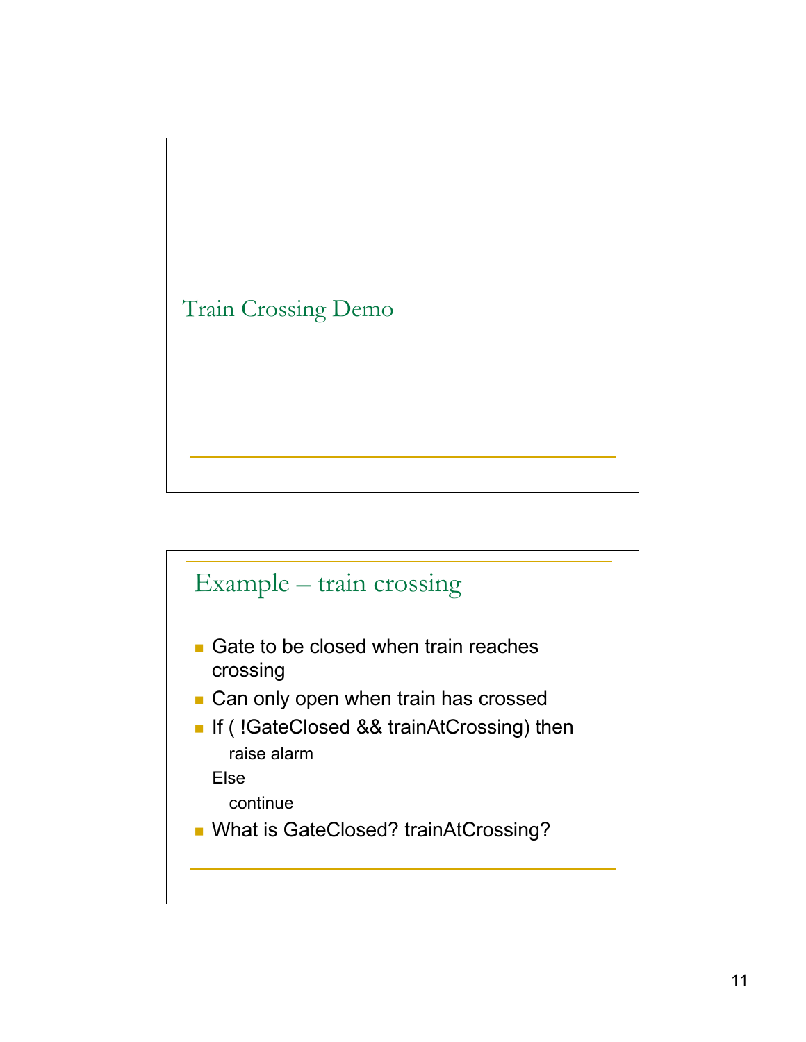# Train Crossing Demo

## Example – train crossing

- Gate to be closed when train reaches crossing
- Can only open when train has crossed
- If ( !GateClosed && trainAtCrossing) then

  raise alarm

  Else

  continue

- What is GateClosed? trainAtCrossing?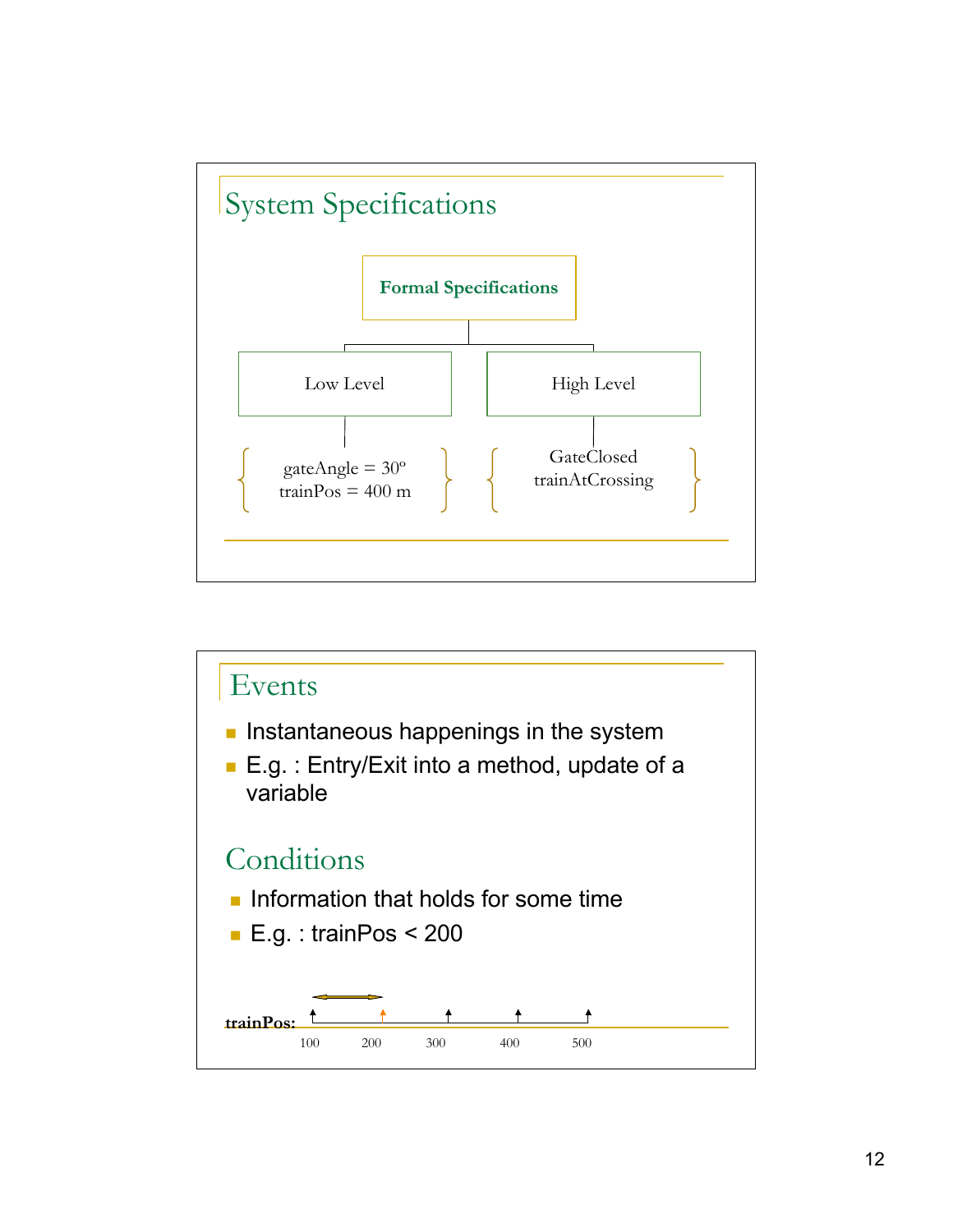## System Specifications

**Formal Specifications**

- Low Level
  - { gateAngle = 30º, trainPos = 400 m }
- High Level
  - { GateClosed, trainAtCrossing }

## Events

- Instantaneous happenings in the system
- E.g. : Entry/Exit into a method, update of a variable

## Conditions

- Information that holds for some time
- E.g. : trainPos < 200

trainPos: 100 200 300 400 500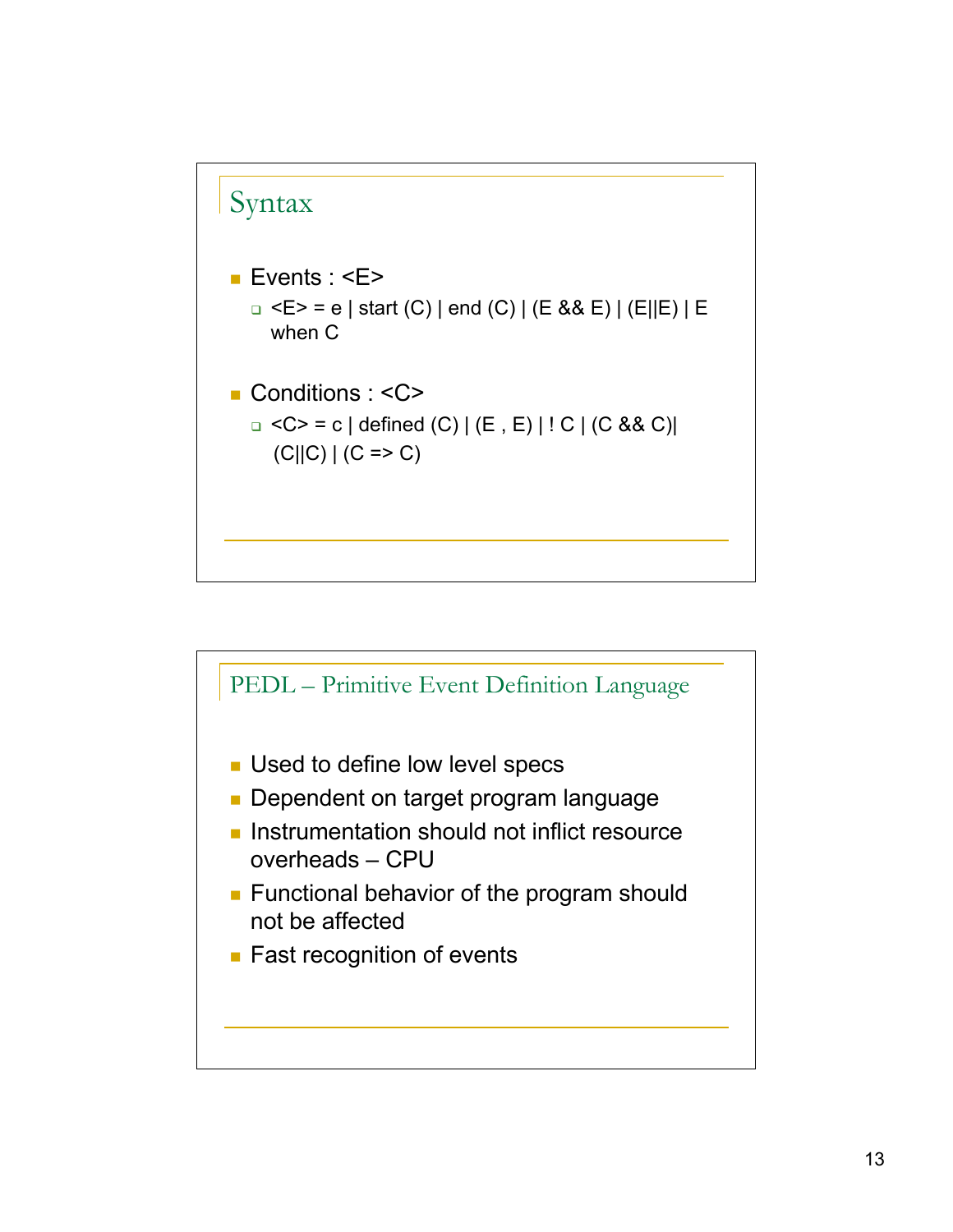## Syntax

- Events : <E>
  - <E> = e | start (C) | end (C) | (E && E) | (E||E) | E when C
- Conditions : <C>
  - <C> = c | defined (C) | (E , E) | ! C | (C && C)| (C||C) | (C => C)

## PEDL – Primitive Event Definition Language

- Used to define low level specs
- Dependent on target program language
- Instrumentation should not inflict resource overheads – CPU
- Functional behavior of the program should not be affected
- Fast recognition of events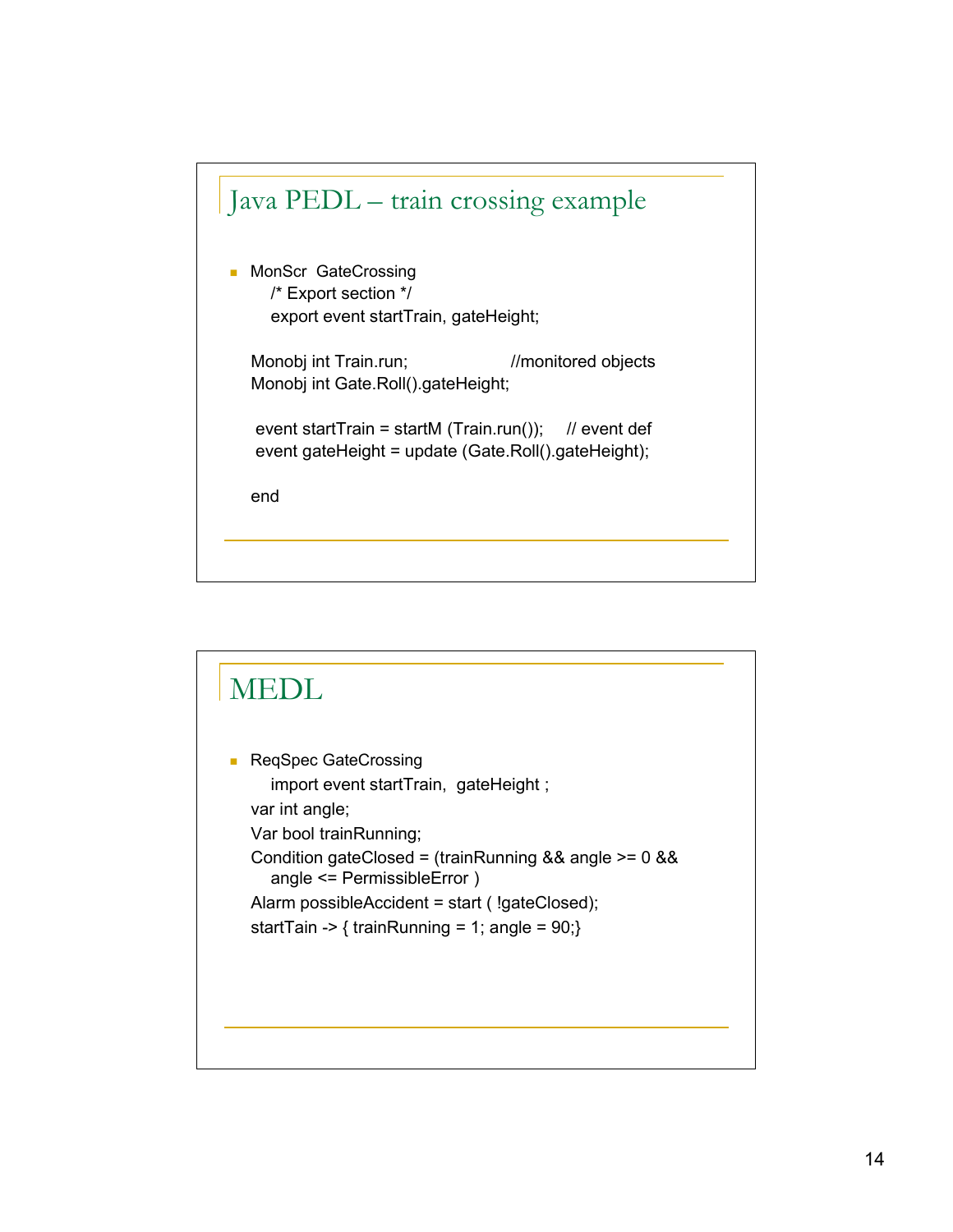## Java PEDL – train crossing example

- MonScr GateCrossing

```
MonScr  GateCrossing
    /* Export section */
    export event startTrain, gateHeight;

Monobj int Train.run;                //monitored objects
Monobj int Gate.Roll().gateHeight;

 event startTrain = startM (Train.run());     // event def
 event gateHeight = update (Gate.Roll().gateHeight);

end
```

## MEDL

- ReqSpec GateCrossing

```
ReqSpec GateCrossing
    import event startTrain,  gateHeight ;
var int angle;
Var bool trainRunning;
Condition gateClosed = (trainRunning && angle >= 0 &&
    angle <= PermissibleError )
Alarm possibleAccident = start ( !gateClosed);
startTain -> { trainRunning = 1; angle = 90;}
```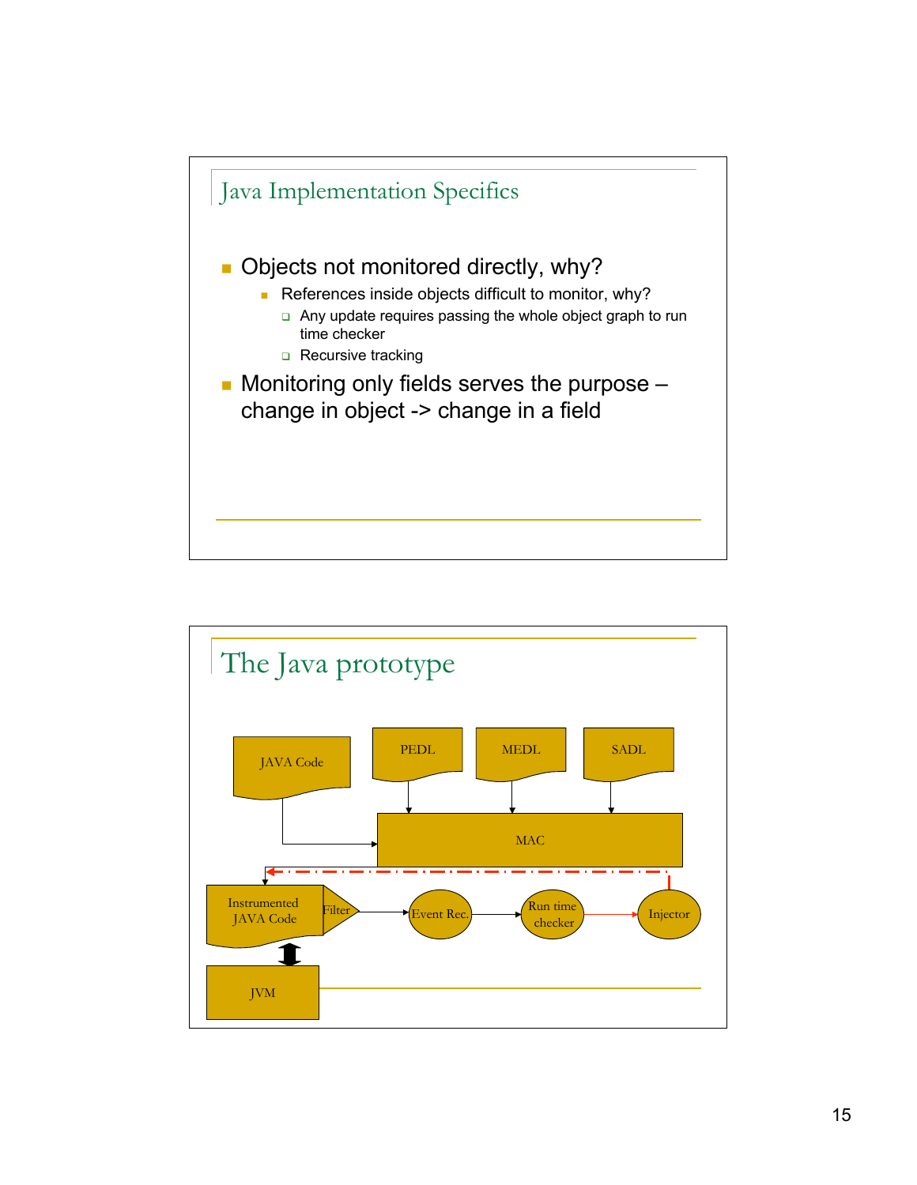## Java Implementation Specifics

- Objects not monitored directly, why?
  - References inside objects difficult to monitor, why?
    - Any update requires passing the whole object graph to run time checker
    - Recursive tracking
- Monitoring only fields serves the purpose – change in object -> change in a field

## The Java prototype

JAVA Code

PEDL

MEDL

SADL

MAC

Instrumented JAVA Code

Filter

Event Rec.

Run time checker

Injector

JVM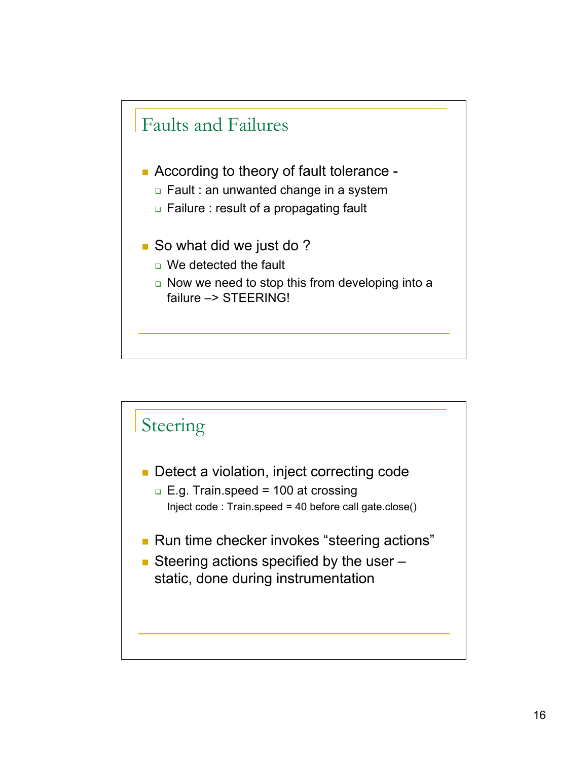## Faults and Failures

- According to theory of fault tolerance -
  - Fault : an unwanted change in a system
  - Failure : result of a propagating fault
- So what did we just do ?
  - We detected the fault
  - Now we need to stop this from developing into a failure –> STEERING!

## Steering

- Detect a violation, inject correcting code
  - E.g. Train.speed = 100 at crossing

    Inject code : Train.speed = 40 before call gate.close()
- Run time checker invokes “steering actions”
- Steering actions specified by the user – static, done during instrumentation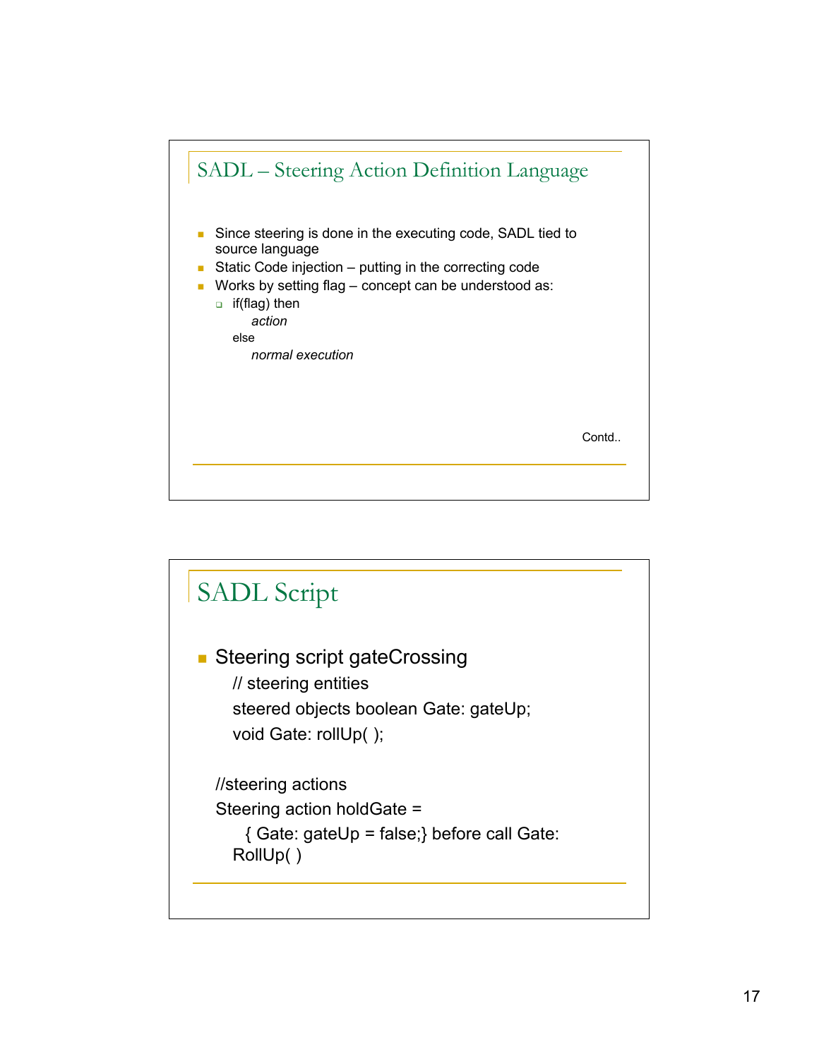## SADL – Steering Action Definition Language

- Since steering is done in the executing code, SADL tied to source language
- Static Code injection – putting in the correcting code
- Works by setting flag – concept can be understood as:
  - if(flag) then
    *action*
    else
    *normal execution*

Contd..

## SADL Script

- Steering script gateCrossing

```
// steering entities
steered objects boolean Gate: gateUp;
void Gate: rollUp( );

//steering actions
Steering action holdGate =
    { Gate: gateUp = false;} before call Gate:
RollUp( )
```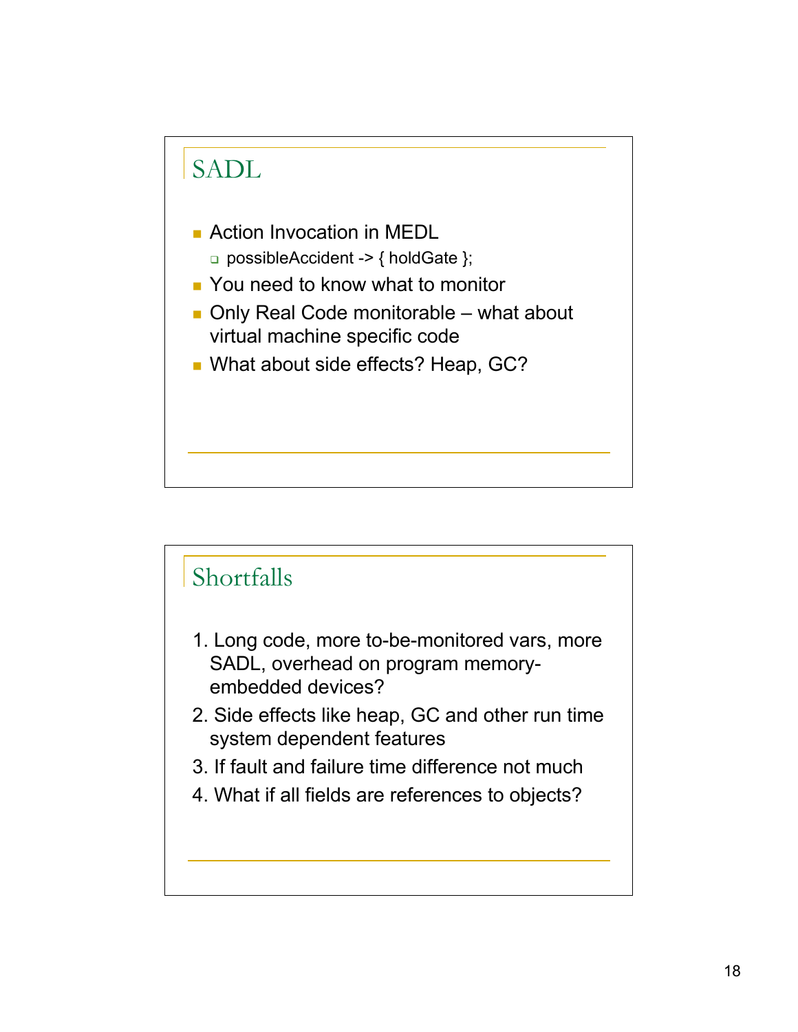## SADL

- Action Invocation in MEDL
  - possibleAccident -> { holdGate };
- You need to know what to monitor
- Only Real Code monitorable – what about virtual machine specific code
- What about side effects? Heap, GC?

## Shortfalls

1. Long code, more to-be-monitored vars, more SADL, overhead on program memory-embedded devices?
2. Side effects like heap, GC and other run time system dependent features
3. If fault and failure time difference not much
4. What if all fields are references to objects?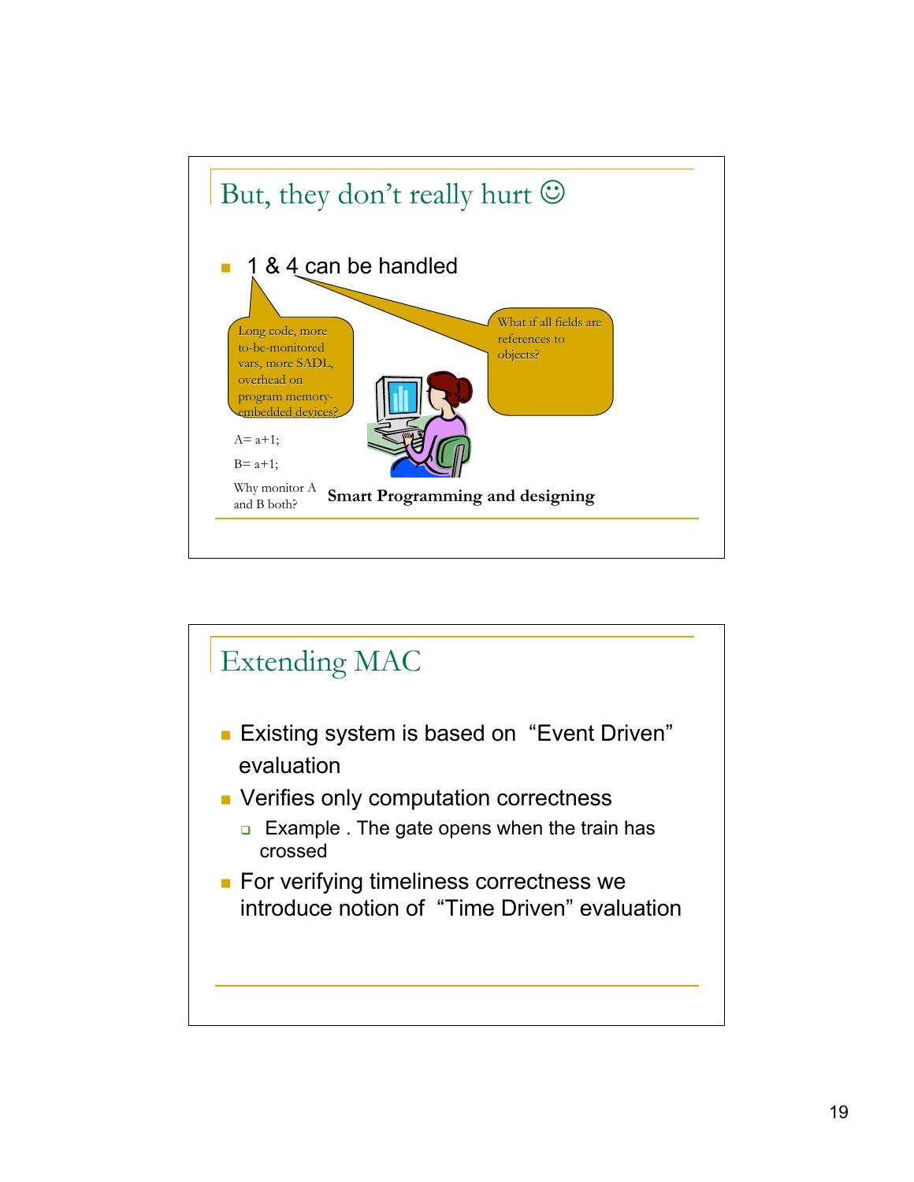## But, they don't really hurt ☺

- 1 & 4 can be handled

Long code, more to-be-monitored vars, more SADL, overhead on program memory-embedded devices?

What if all fields are references to objects?

A= a+1;

B= a+1;

Why monitor A and B both?

**Smart Programming and designing**

## Extending MAC

- Existing system is based on "Event Driven" evaluation
- Verifies only computation correctness
  - Example . The gate opens when the train has crossed
- For verifying timeliness correctness we introduce notion of "Time Driven" evaluation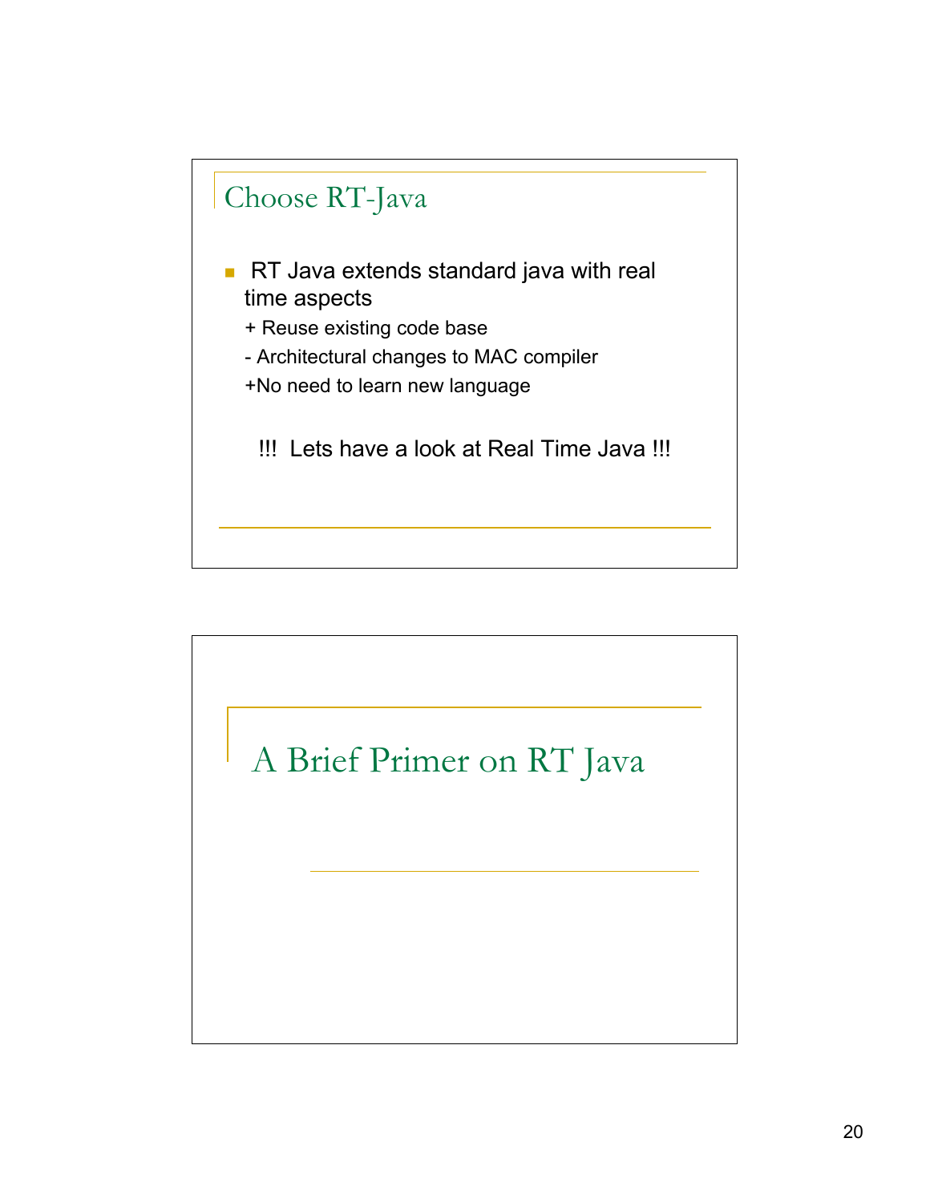## Choose RT-Java

- RT Java extends standard java with real time aspects

  + Reuse existing code base

  - Architectural changes to MAC compiler

  +No need to learn new language

  !!! Lets have a look at Real Time Java !!!

## A Brief Primer on RT Java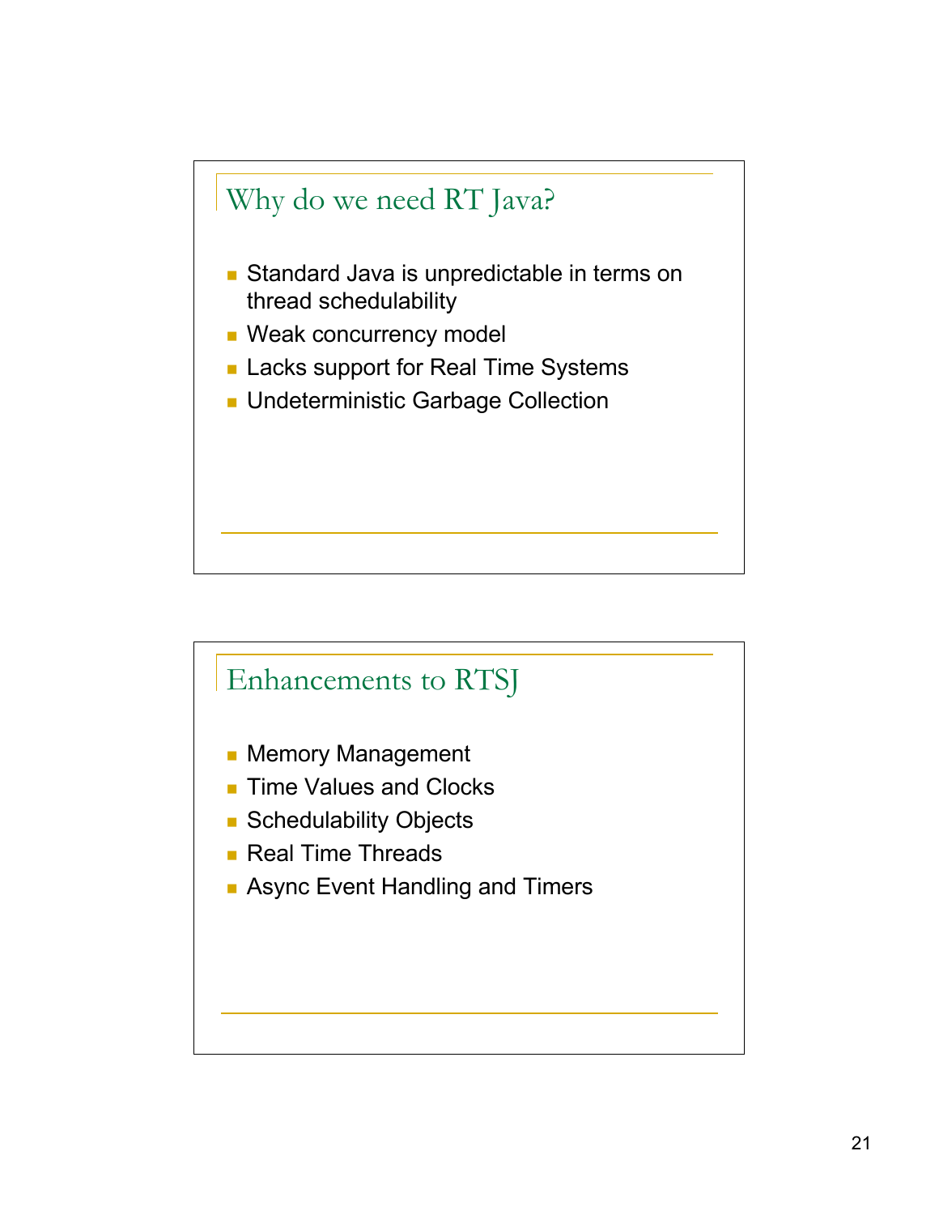## Why do we need RT Java?

- Standard Java is unpredictable in terms on thread schedulability
- Weak concurrency model
- Lacks support for Real Time Systems
- Undeterministic Garbage Collection

## Enhancements to RTSJ

- Memory Management
- Time Values and Clocks
- Schedulability Objects
- Real Time Threads
- Async Event Handling and Timers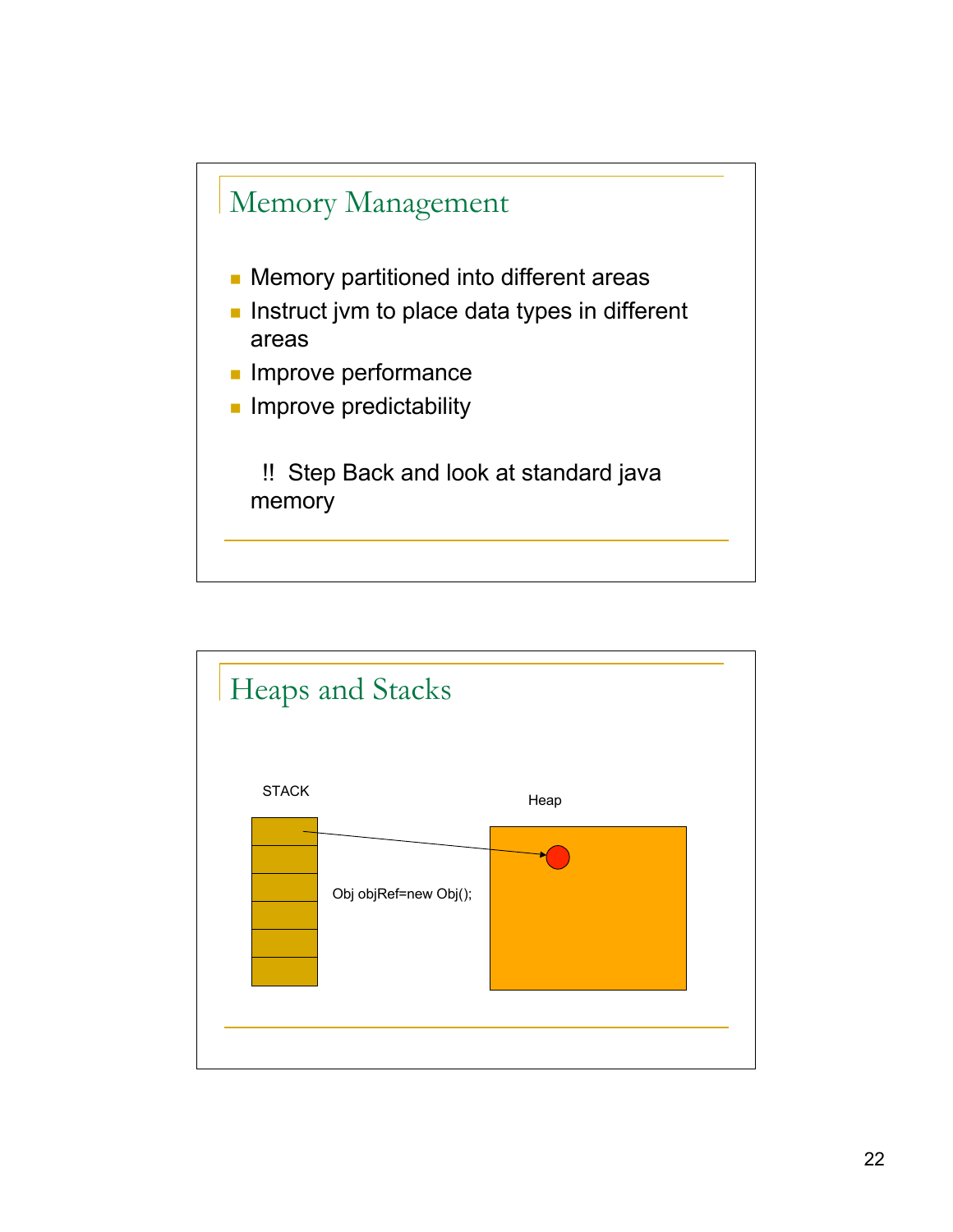## Memory Management

- Memory partitioned into different areas
- Instruct jvm to place data types in different areas
- Improve performance
- Improve predictability

!! Step Back and look at standard java memory

## Heaps and Stacks

STACK

Heap

```
Obj objRef=new Obj();
```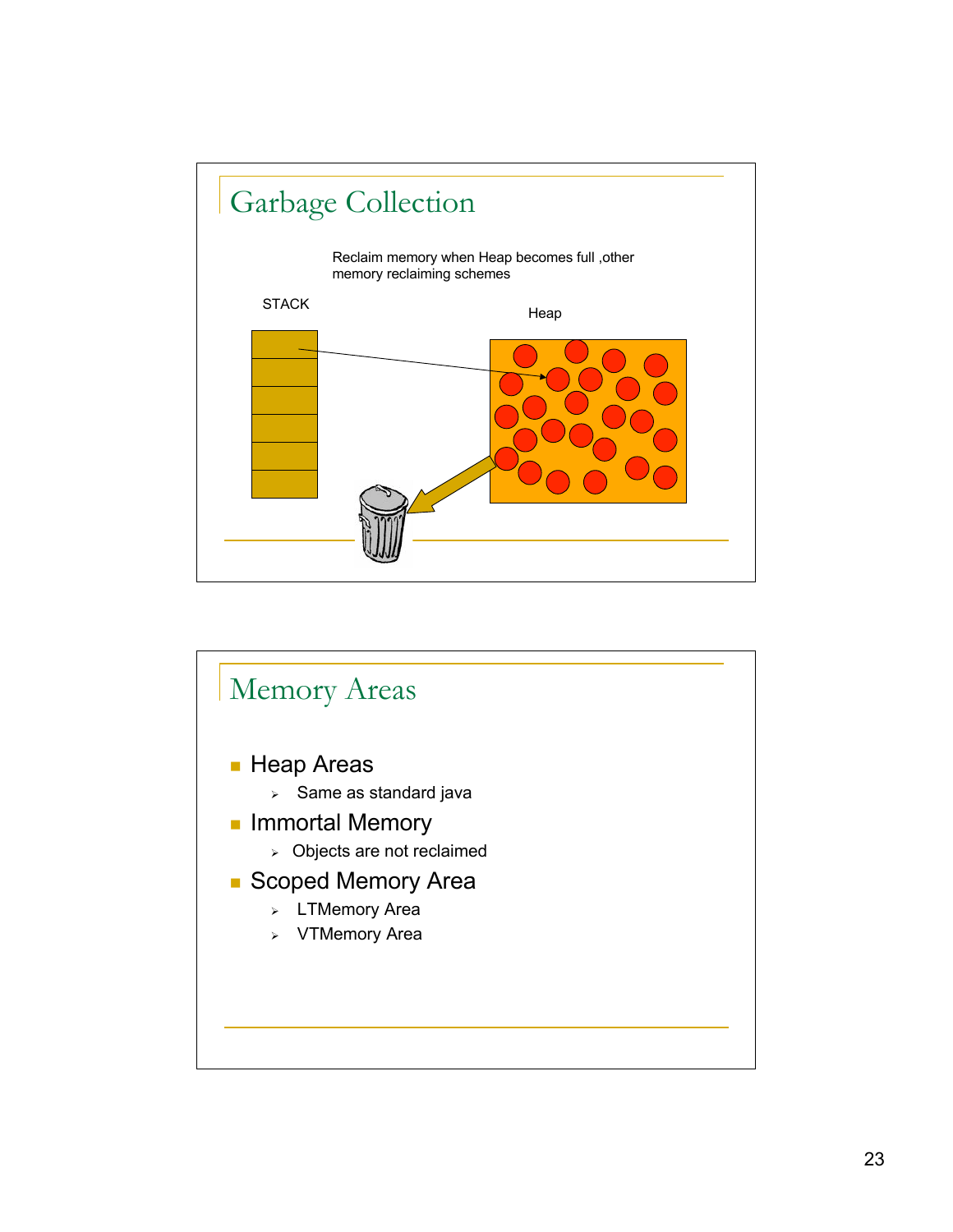## Garbage Collection

Reclaim memory when Heap becomes full ,other memory reclaiming schemes

STACK

Heap

## Memory Areas

- Heap Areas
  - Same as standard java
- Immortal Memory
  - Objects are not reclaimed
- Scoped Memory Area
  - LTMemory Area
  - VTMemory Area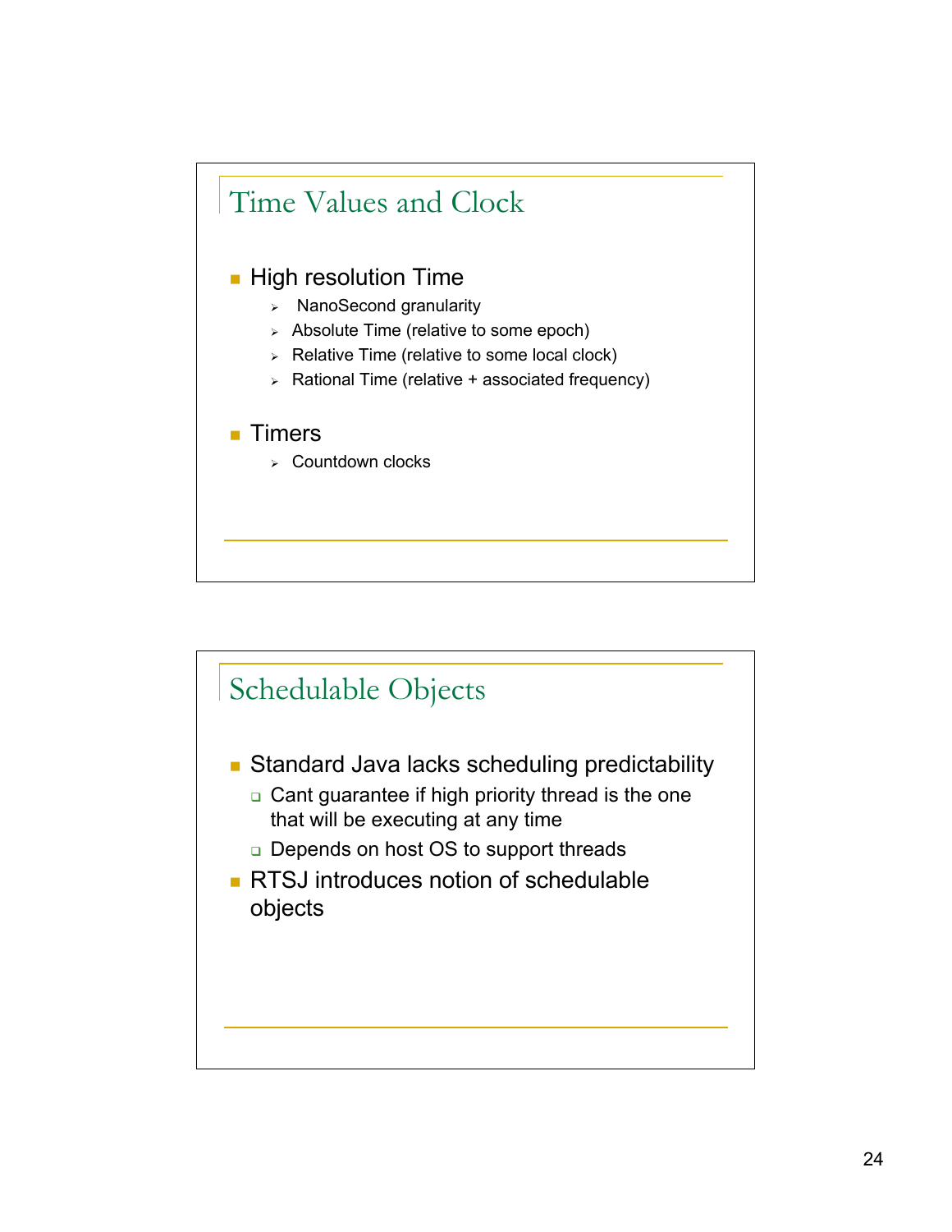## Time Values and Clock

- High resolution Time
  - NanoSecond granularity
  - Absolute Time (relative to some epoch)
  - Relative Time (relative to some local clock)
  - Rational Time (relative + associated frequency)
- Timers
  - Countdown clocks

## Schedulable Objects

- Standard Java lacks scheduling predictability
  - Cant guarantee if high priority thread is the one that will be executing at any time
  - Depends on host OS to support threads
- RTSJ introduces notion of schedulable objects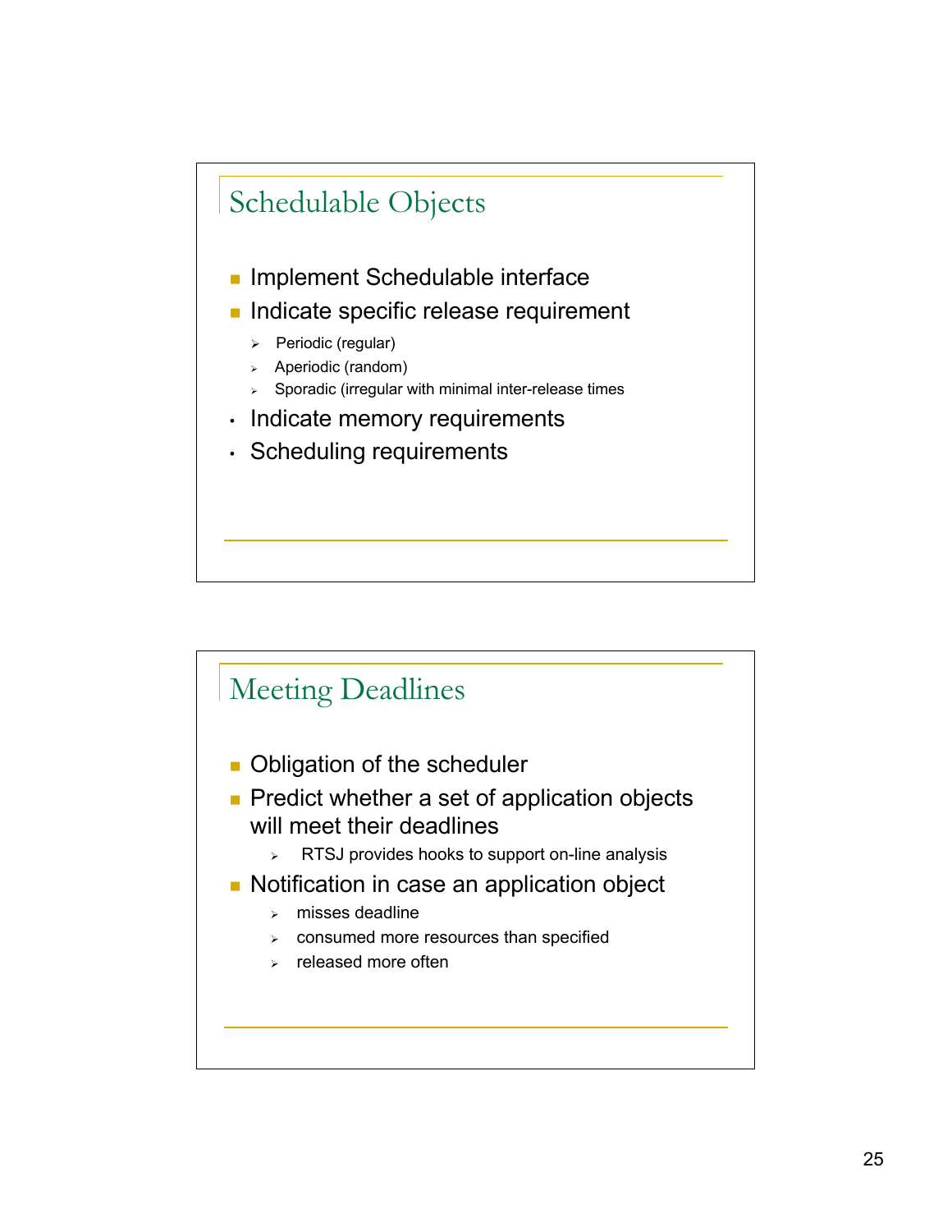## Schedulable Objects

- Implement Schedulable interface
- Indicate specific release requirement
  - Periodic (regular)
  - Aperiodic (random)
  - Sporadic (irregular with minimal inter-release times
- Indicate memory requirements
- Scheduling requirements

## Meeting Deadlines

- Obligation of the scheduler
- Predict whether a set of application objects will meet their deadlines
  - RTSJ provides hooks to support on-line analysis
- Notification in case an application object
  - misses deadline
  - consumed more resources than specified
  - released more often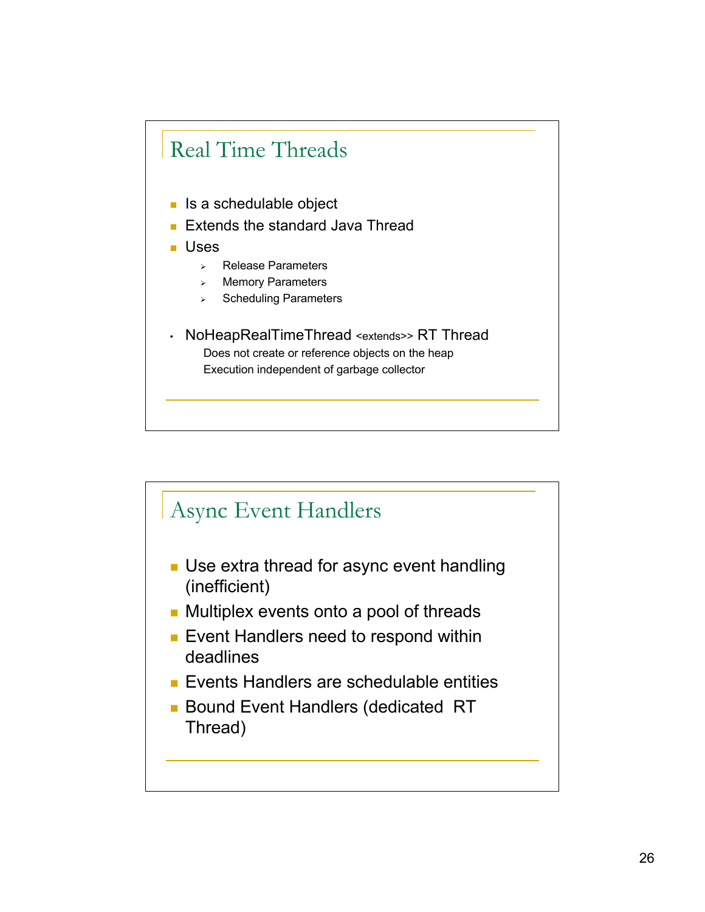## Real Time Threads

- Is a schedulable object
- Extends the standard Java Thread
- Uses
  - Release Parameters
  - Memory Parameters
  - Scheduling Parameters

- NoHeapRealTimeThread <extends>> RT Thread
  - Does not create or reference objects on the heap
  - Execution independent of garbage collector

## Async Event Handlers

- Use extra thread for async event handling (inefficient)
- Multiplex events onto a pool of threads
- Event Handlers need to respond within deadlines
- Events Handlers are schedulable entities
- Bound Event Handlers (dedicated RT Thread)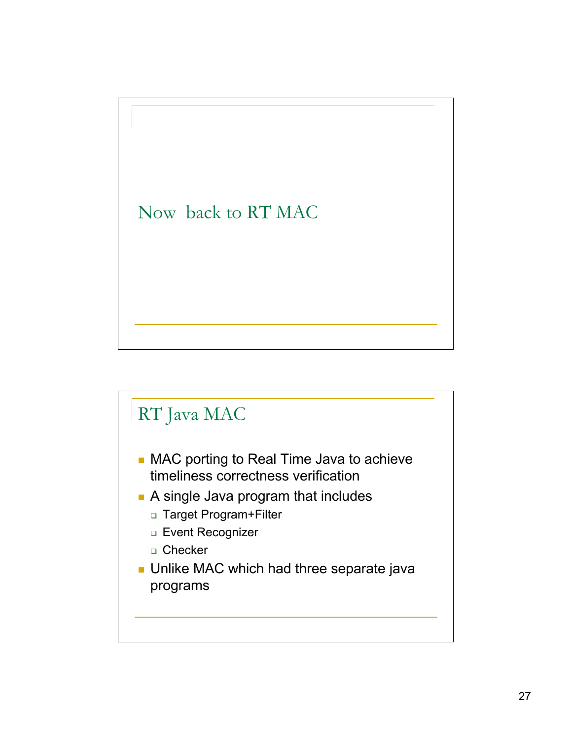## Now back to RT MAC

## RT Java MAC

- MAC porting to Real Time Java to achieve timeliness correctness verification
- A single Java program that includes
  - Target Program+Filter
  - Event Recognizer
  - Checker
- Unlike MAC which had three separate java programs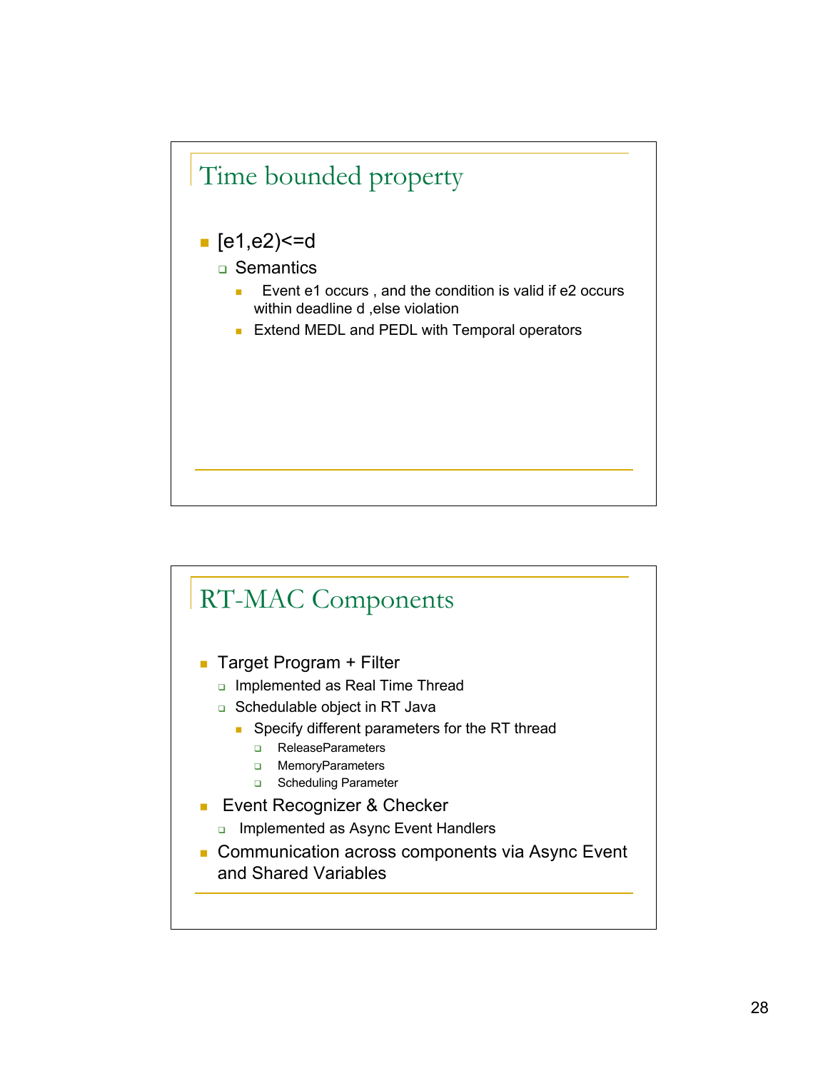## Time bounded property

- [e1,e2)<=d
  - Semantics
    - Event e1 occurs , and the condition is valid if e2 occurs within deadline d ,else violation
    - Extend MEDL and PEDL with Temporal operators

## RT-MAC Components

- Target Program + Filter
  - Implemented as Real Time Thread
  - Schedulable object in RT Java
    - Specify different parameters for the RT thread
      - ReleaseParameters
      - MemoryParameters
      - Scheduling Parameter
- Event Recognizer & Checker
  - Implemented as Async Event Handlers
- Communication across components via Async Event and Shared Variables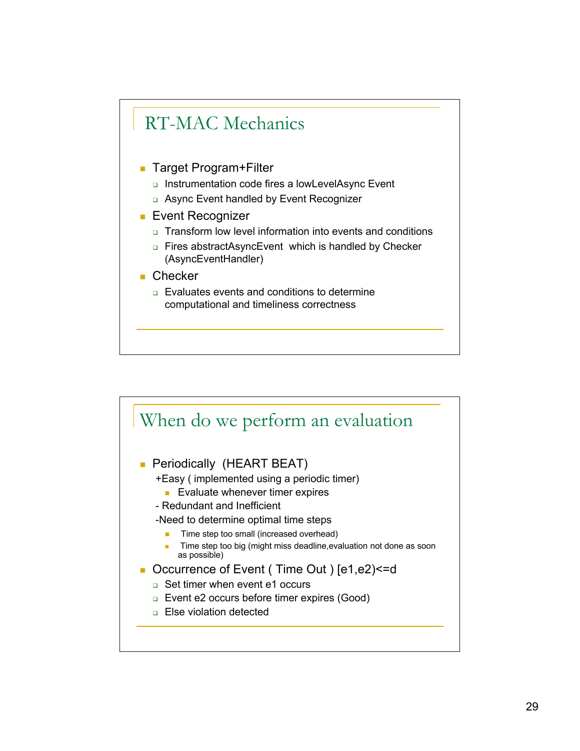## RT-MAC Mechanics

- Target Program+Filter
  - Instrumentation code fires a lowLevelAsync Event
  - Async Event handled by Event Recognizer
- Event Recognizer
  - Transform low level information into events and conditions
  - Fires abstractAsyncEvent which is handled by Checker (AsyncEventHandler)
- Checker
  - Evaluates events and conditions to determine computational and timeliness correctness

## When do we perform an evaluation

- Periodically (HEART BEAT)
  - +Easy ( implemented using a periodic timer)
    - Evaluate whenever timer expires
  - - Redundant and Inefficient
  - -Need to determine optimal time steps
    - Time step too small (increased overhead)
    - Time step too big (might miss deadline,evaluation not done as soon as possible)
- Occurrence of Event ( Time Out ) [e1,e2)<=d
  - Set timer when event e1 occurs
  - Event e2 occurs before timer expires (Good)
  - Else violation detected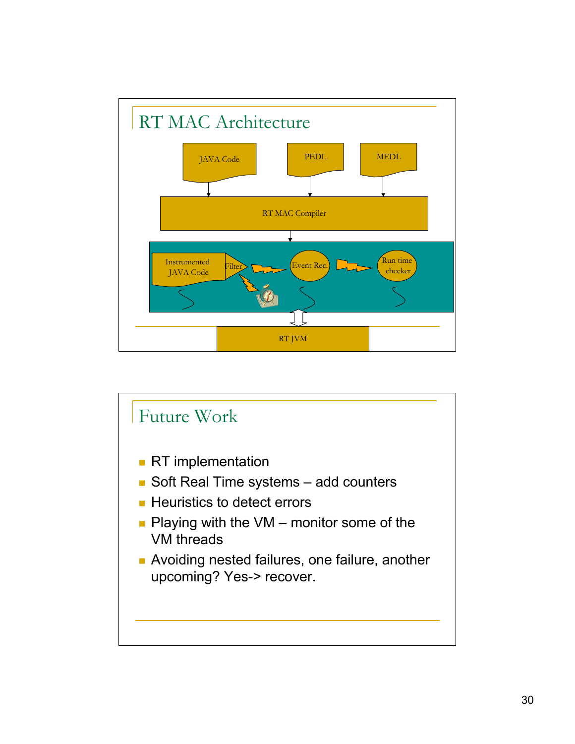## RT MAC Architecture

JAVA Code

PEDL

MEDL

RT MAC Compiler

Instrumented JAVA Code

Filter

Event Rec.

Run time checker

RT JVM

## Future Work

- RT implementation
- Soft Real Time systems – add counters
- Heuristics to detect errors
- Playing with the VM – monitor some of the VM threads
- Avoiding nested failures, one failure, another upcoming? Yes-> recover.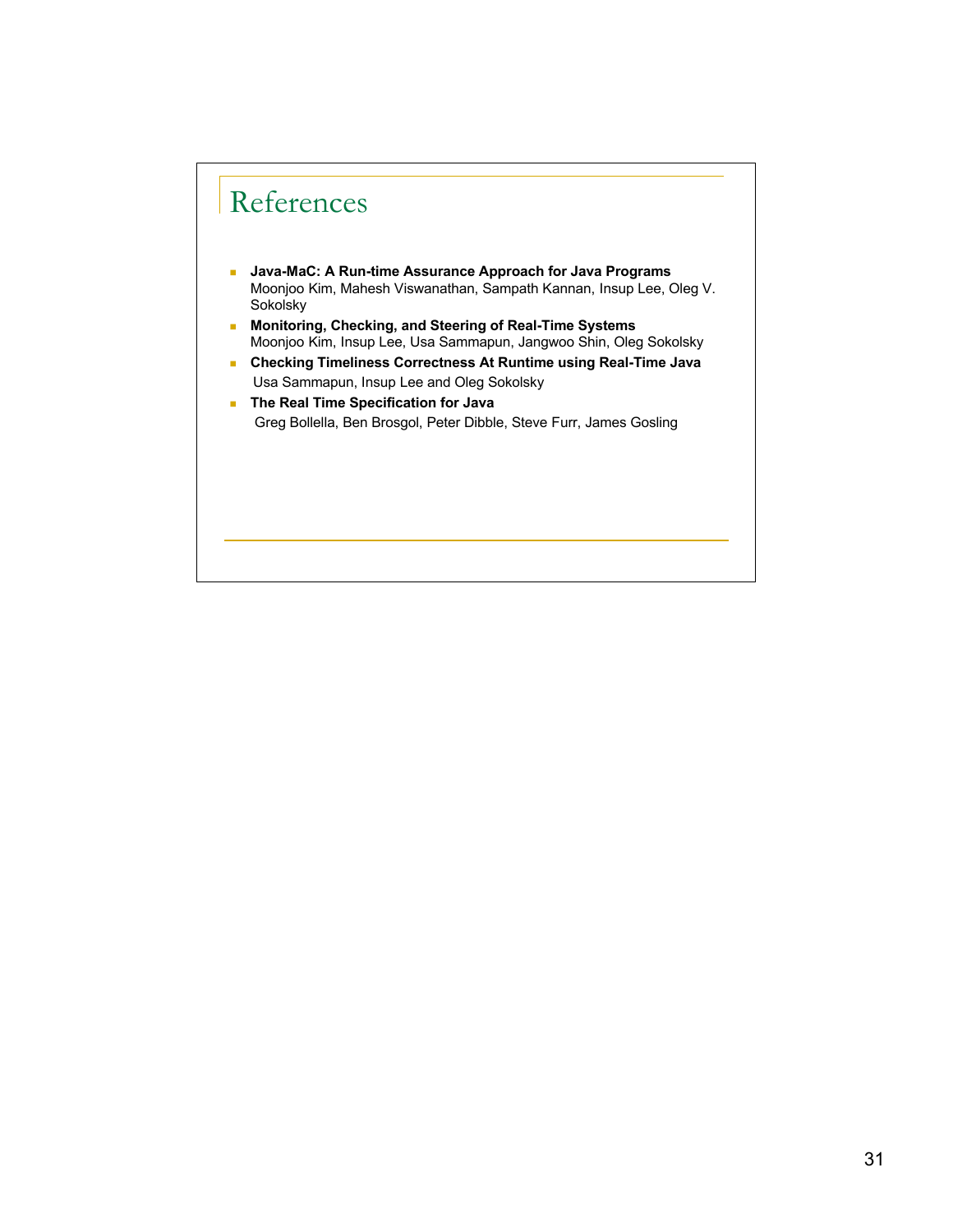# References

- **Java-MaC: A Run-time Assurance Approach for Java Programs**
  Moonjoo Kim, Mahesh Viswanathan, Sampath Kannan, Insup Lee, Oleg V. Sokolsky
- **Monitoring, Checking, and Steering of Real-Time Systems**
  Moonjoo Kim, Insup Lee, Usa Sammapun, Jangwoo Shin, Oleg Sokolsky
- **Checking Timeliness Correctness At Runtime using Real-Time Java**
  Usa Sammapun, Insup Lee and Oleg Sokolsky
- **The Real Time Specification for Java**
  Greg Bollella, Ben Brosgol, Peter Dibble, Steve Furr, James Gosling